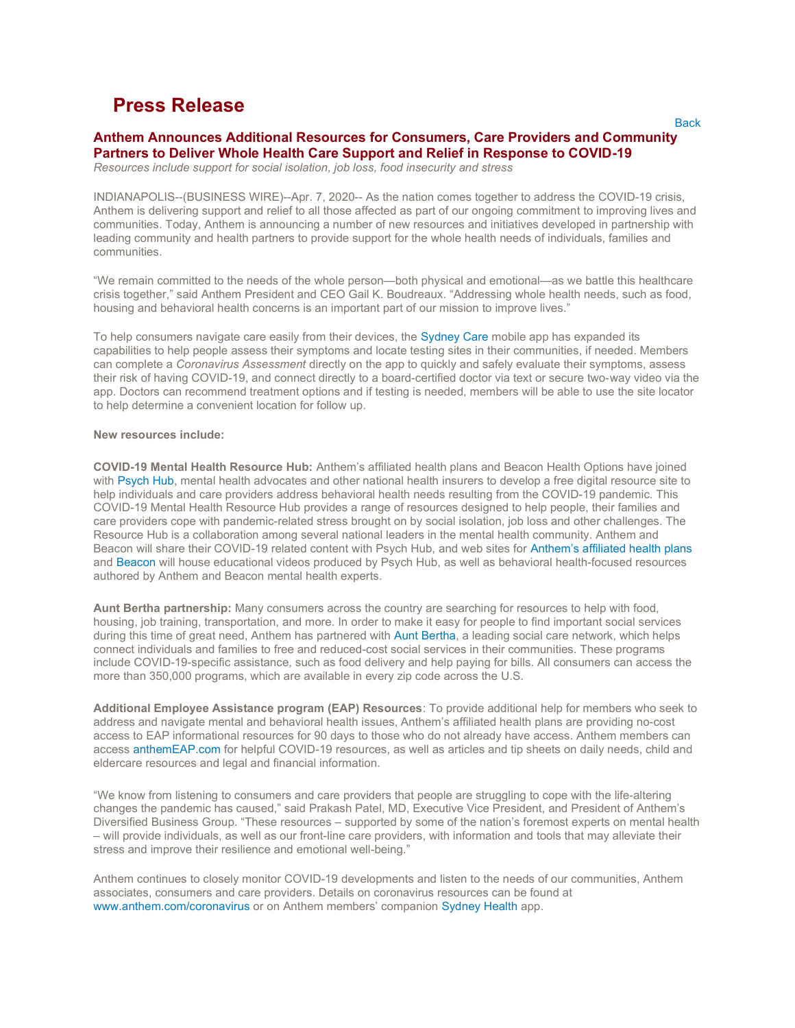# Press Release

Back

## Anthem Announces Additional Resources for Consumers, Care Providers and Community Partners to Deliver Whole Health Care Support and Relief in Response to COVID-19

*Resources include support for social isolation, job loss, food insecurity and stress*

INDIANAPOLIS--(BUSINESS WIRE)--Apr. 7, 2020-- As the nation comes together to address the COVID-19 crisis, Anthem is delivering support and relief to all those affected as part of our ongoing commitment to improving lives and communities. Today, Anthem is announcing a number of new resources and initiatives developed in partnership with leading community and health partners to provide support for the whole health needs of individuals, families and communities.

"We remain committed to the needs of the whole person—both physical and emotional—as we battle this healthcare crisis together," said Anthem President and CEO Gail K. Boudreaux. "Addressing whole health needs, such as food, housing and behavioral health concerns is an important part of our mission to improve lives."

To help consumers navigate care easily from their devices, the Sydney Care mobile app has expanded its capabilities to help people assess their symptoms and locate testing sites in their communities, if needed. Members can complete a *Coronavirus Assessment* directly on the app to quickly and safely evaluate their symptoms, assess their risk of having COVID-19, and connect directly to a board-certified doctor via text or secure two-way video via the app. Doctors can recommend treatment options and if testing is needed, members will be able to use the site locator to help determine a convenient location for follow up.

**New resources include:**

**COVID-19 Mental Health Resource Hub:** Anthem's affiliated health plans and Beacon Health Options have joined with Psych Hub, mental health advocates and other national health insurers to develop a free digital resource site to help individuals and care providers address behavioral health needs resulting from the COVID-19 pandemic. This COVID-19 Mental Health Resource Hub provides a range of resources designed to help people, their families and care providers cope with pandemic-related stress brought on by social isolation, job loss and other challenges. The Resource Hub is a collaboration among several national leaders in the mental health community. Anthem and Beacon will share their COVID-19 related content with Psych Hub, and web sites for Anthem's affiliated health plans and Beacon will house educational videos produced by Psych Hub, as well as behavioral health-focused resources authored by Anthem and Beacon mental health experts.

**Aunt Bertha partnership:** Many consumers across the country are searching for resources to help with food, housing, job training, transportation, and more. In order to make it easy for people to find important social services during this time of great need, Anthem has partnered with Aunt Bertha, a leading social care network, which helps connect individuals and families to free and reduced-cost social services in their communities. These programs include COVID-19-specific assistance, such as food delivery and help paying for bills. All consumers can access the more than 350,000 programs, which are available in every zip code across the U.S.

**Additional Employee Assistance program (EAP) Resources**: To provide additional help for members who seek to address and navigate mental and behavioral health issues, Anthem's affiliated health plans are providing no-cost access to EAP informational resources for 90 days to those who do not already have access. Anthem members can access anthemEAP.com for helpful COVID-19 resources, as well as articles and tip sheets on daily needs, child and eldercare resources and legal and financial information.

"We know from listening to consumers and care providers that people are struggling to cope with the life-altering changes the pandemic has caused," said Prakash Patel, MD, Executive Vice President, and President of Anthem's Diversified Business Group. "These resources – supported by some of the nation's foremost experts on mental health – will provide individuals, as well as our front-line care providers, with information and tools that may alleviate their stress and improve their resilience and emotional well-being."

Anthem continues to closely monitor COVID-19 developments and listen to the needs of our communities, Anthem associates, consumers and care providers. Details on coronavirus resources can be found at www.anthem.com/coronavirus or on Anthem members' companion Sydney Health app.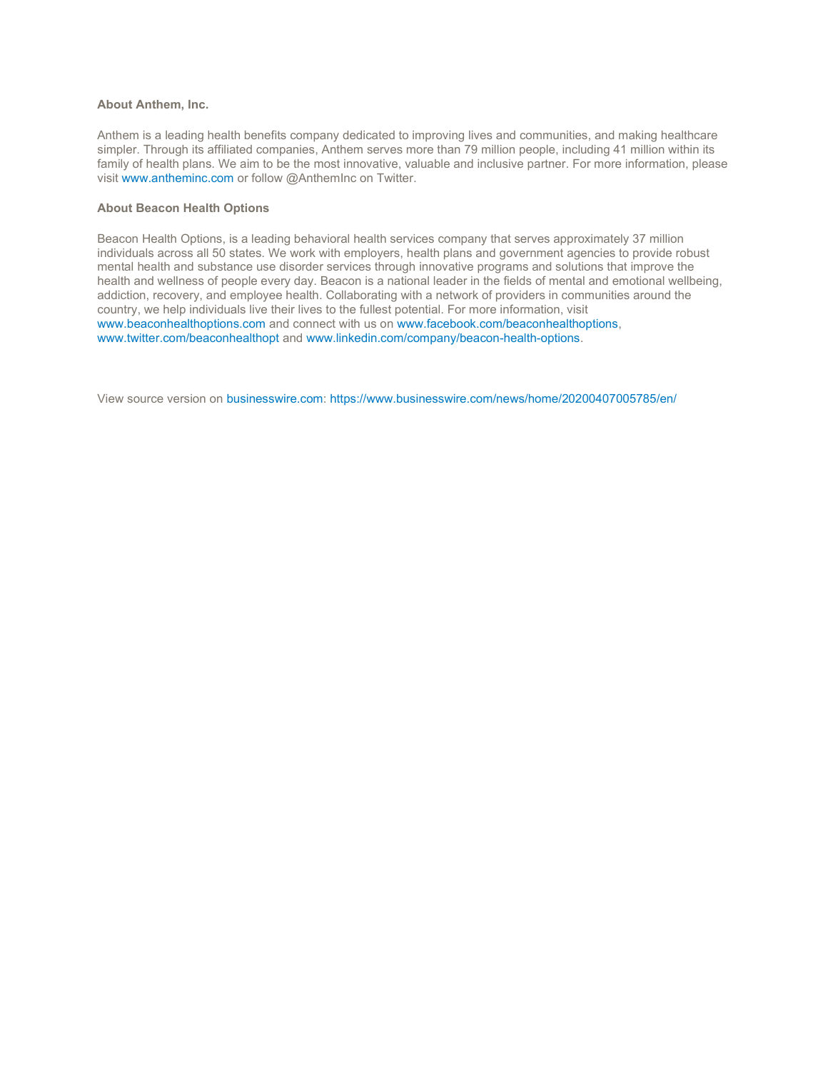**About Anthem, Inc.**

Anthem is a leading health benefits company dedicated to improving lives and communities, and making healthcare simpler. Through its affiliated companies, Anthem serves more than 79 million people, including 41 million within its family of health plans. We aim to be the most innovative, valuable and inclusive partner. For more information, please visit www.antheminc.com or follow @AnthemInc on Twitter.

**About Beacon Health Options**

Beacon Health Options, is a leading behavioral health services company that serves approximately 37 million individuals across all 50 states. We work with employers, health plans and government agencies to provide robust mental health and substance use disorder services through innovative programs and solutions that improve the health and wellness of people every day. Beacon is a national leader in the fields of mental and emotional wellbeing, addiction, recovery, and employee health. Collaborating with a network of providers in communities around the country, we help individuals live their lives to the fullest potential. For more information, visit www.beaconhealthoptions.com and connect with us on www.facebook.com/beaconhealthoptions, www.twitter.com/beaconhealthopt and www.linkedin.com/company/beacon-health-options.

View source version on businesswire.com: https://www.businesswire.com/news/home/20200407005785/en/